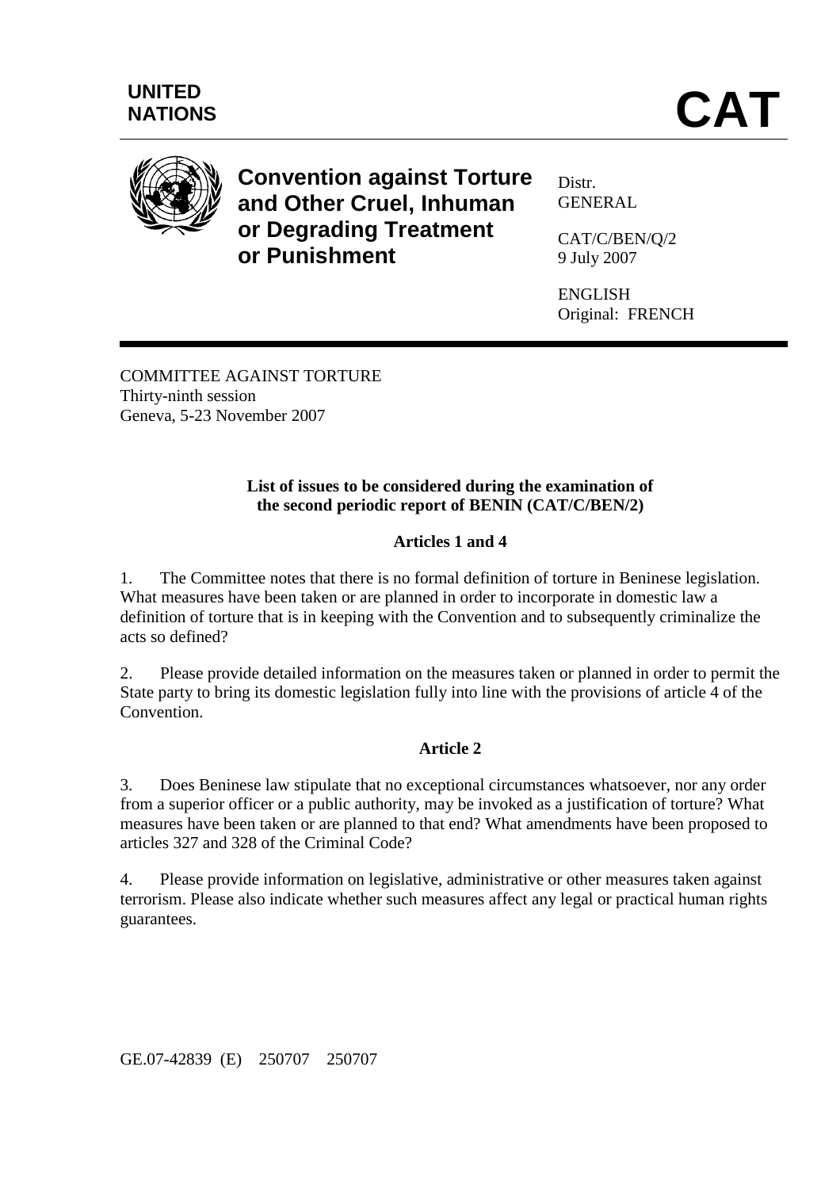UNITED NATIONS

# CAT

**Convention against Torture and Other Cruel, Inhuman or Degrading Treatment or Punishment**

Distr.
GENERAL

CAT/C/BEN/Q/2
9 July 2007

ENGLISH
Original: FRENCH

COMMITTEE AGAINST TORTURE
Thirty-ninth session
Geneva, 5-23 November 2007

**List of issues to be considered during the examination of the second periodic report of BENIN (CAT/C/BEN/2)**

**Articles 1 and 4**

1. The Committee notes that there is no formal definition of torture in Beninese legislation. What measures have been taken or are planned in order to incorporate in domestic law a definition of torture that is in keeping with the Convention and to subsequently criminalize the acts so defined?

2. Please provide detailed information on the measures taken or planned in order to permit the State party to bring its domestic legislation fully into line with the provisions of article 4 of the Convention.

**Article 2**

3. Does Beninese law stipulate that no exceptional circumstances whatsoever, nor any order from a superior officer or a public authority, may be invoked as a justification of torture? What measures have been taken or are planned to that end? What amendments have been proposed to articles 327 and 328 of the Criminal Code?

4. Please provide information on legislative, administrative or other measures taken against terrorism. Please also indicate whether such measures affect any legal or practical human rights guarantees.

GE.07-42839 (E) 250707 250707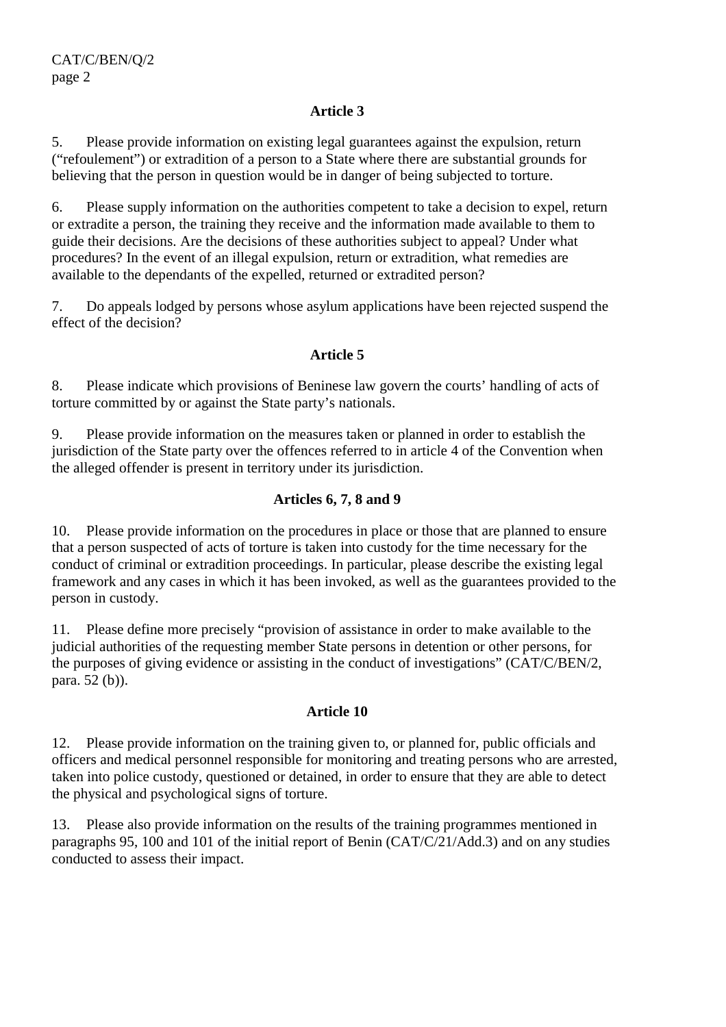### Article 3

5. Please provide information on existing legal guarantees against the expulsion, return ("refoulement") or extradition of a person to a State where there are substantial grounds for believing that the person in question would be in danger of being subjected to torture.

6. Please supply information on the authorities competent to take a decision to expel, return or extradite a person, the training they receive and the information made available to them to guide their decisions. Are the decisions of these authorities subject to appeal? Under what procedures? In the event of an illegal expulsion, return or extradition, what remedies are available to the dependants of the expelled, returned or extradited person?

7. Do appeals lodged by persons whose asylum applications have been rejected suspend the effect of the decision?

### Article 5

8. Please indicate which provisions of Beninese law govern the courts' handling of acts of torture committed by or against the State party's nationals.

9. Please provide information on the measures taken or planned in order to establish the jurisdiction of the State party over the offences referred to in article 4 of the Convention when the alleged offender is present in territory under its jurisdiction.

### Articles 6, 7, 8 and 9

10. Please provide information on the procedures in place or those that are planned to ensure that a person suspected of acts of torture is taken into custody for the time necessary for the conduct of criminal or extradition proceedings. In particular, please describe the existing legal framework and any cases in which it has been invoked, as well as the guarantees provided to the person in custody.

11. Please define more precisely "provision of assistance in order to make available to the judicial authorities of the requesting member State persons in detention or other persons, for the purposes of giving evidence or assisting in the conduct of investigations" (CAT/C/BEN/2, para. 52 (b)).

### Article 10

12. Please provide information on the training given to, or planned for, public officials and officers and medical personnel responsible for monitoring and treating persons who are arrested, taken into police custody, questioned or detained, in order to ensure that they are able to detect the physical and psychological signs of torture.

13. Please also provide information on the results of the training programmes mentioned in paragraphs 95, 100 and 101 of the initial report of Benin (CAT/C/21/Add.3) and on any studies conducted to assess their impact.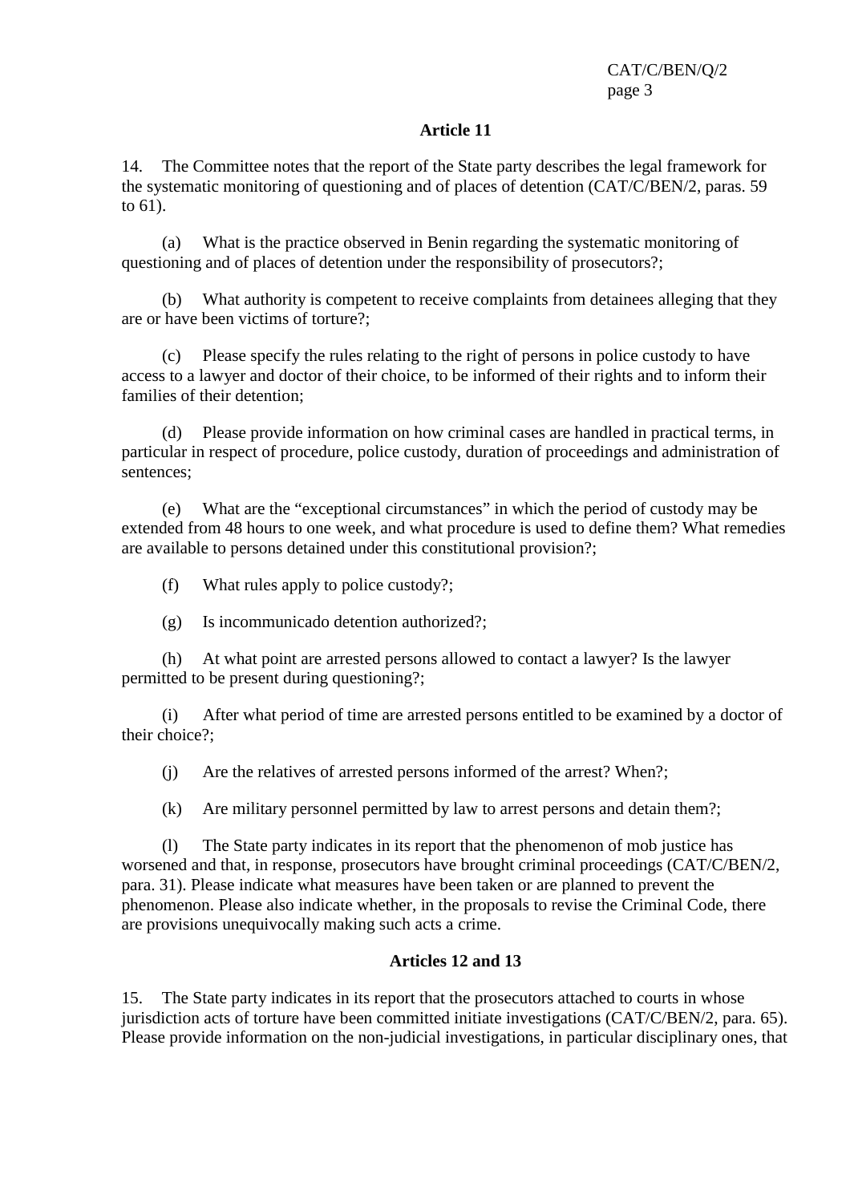### Article 11

14. The Committee notes that the report of the State party describes the legal framework for the systematic monitoring of questioning and of places of detention (CAT/C/BEN/2, paras. 59 to 61).

(a) What is the practice observed in Benin regarding the systematic monitoring of questioning and of places of detention under the responsibility of prosecutors?;

(b) What authority is competent to receive complaints from detainees alleging that they are or have been victims of torture?;

(c) Please specify the rules relating to the right of persons in police custody to have access to a lawyer and doctor of their choice, to be informed of their rights and to inform their families of their detention;

(d) Please provide information on how criminal cases are handled in practical terms, in particular in respect of procedure, police custody, duration of proceedings and administration of sentences;

(e) What are the "exceptional circumstances" in which the period of custody may be extended from 48 hours to one week, and what procedure is used to define them? What remedies are available to persons detained under this constitutional provision?;

(f) What rules apply to police custody?;

(g) Is incommunicado detention authorized?;

(h) At what point are arrested persons allowed to contact a lawyer? Is the lawyer permitted to be present during questioning?;

(i) After what period of time are arrested persons entitled to be examined by a doctor of their choice?;

(j) Are the relatives of arrested persons informed of the arrest? When?;

(k) Are military personnel permitted by law to arrest persons and detain them?;

(l) The State party indicates in its report that the phenomenon of mob justice has worsened and that, in response, prosecutors have brought criminal proceedings (CAT/C/BEN/2, para. 31). Please indicate what measures have been taken or are planned to prevent the phenomenon. Please also indicate whether, in the proposals to revise the Criminal Code, there are provisions unequivocally making such acts a crime.

### Articles 12 and 13

15. The State party indicates in its report that the prosecutors attached to courts in whose jurisdiction acts of torture have been committed initiate investigations (CAT/C/BEN/2, para. 65). Please provide information on the non-judicial investigations, in particular disciplinary ones, that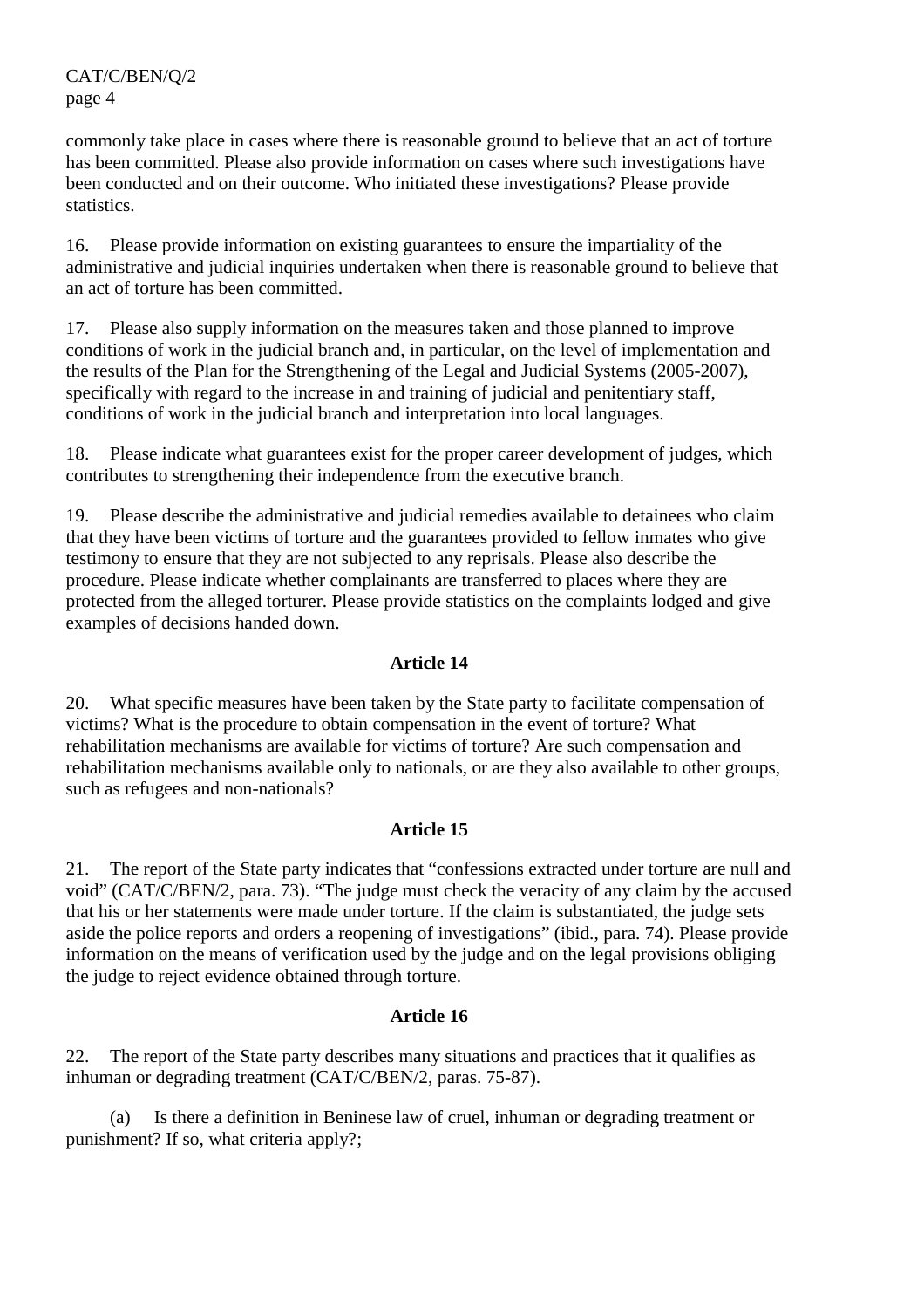commonly take place in cases where there is reasonable ground to believe that an act of torture has been committed. Please also provide information on cases where such investigations have been conducted and on their outcome. Who initiated these investigations? Please provide statistics.

16. Please provide information on existing guarantees to ensure the impartiality of the administrative and judicial inquiries undertaken when there is reasonable ground to believe that an act of torture has been committed.

17. Please also supply information on the measures taken and those planned to improve conditions of work in the judicial branch and, in particular, on the level of implementation and the results of the Plan for the Strengthening of the Legal and Judicial Systems (2005-2007), specifically with regard to the increase in and training of judicial and penitentiary staff, conditions of work in the judicial branch and interpretation into local languages.

18. Please indicate what guarantees exist for the proper career development of judges, which contributes to strengthening their independence from the executive branch.

19. Please describe the administrative and judicial remedies available to detainees who claim that they have been victims of torture and the guarantees provided to fellow inmates who give testimony to ensure that they are not subjected to any reprisals. Please also describe the procedure. Please indicate whether complainants are transferred to places where they are protected from the alleged torturer. Please provide statistics on the complaints lodged and give examples of decisions handed down.

### Article 14

20. What specific measures have been taken by the State party to facilitate compensation of victims? What is the procedure to obtain compensation in the event of torture? What rehabilitation mechanisms are available for victims of torture? Are such compensation and rehabilitation mechanisms available only to nationals, or are they also available to other groups, such as refugees and non-nationals?

### Article 15

21. The report of the State party indicates that "confessions extracted under torture are null and void" (CAT/C/BEN/2, para. 73). "The judge must check the veracity of any claim by the accused that his or her statements were made under torture. If the claim is substantiated, the judge sets aside the police reports and orders a reopening of investigations" (ibid., para. 74). Please provide information on the means of verification used by the judge and on the legal provisions obliging the judge to reject evidence obtained through torture.

### Article 16

22. The report of the State party describes many situations and practices that it qualifies as inhuman or degrading treatment (CAT/C/BEN/2, paras. 75-87).

(a) Is there a definition in Beninese law of cruel, inhuman or degrading treatment or punishment? If so, what criteria apply?;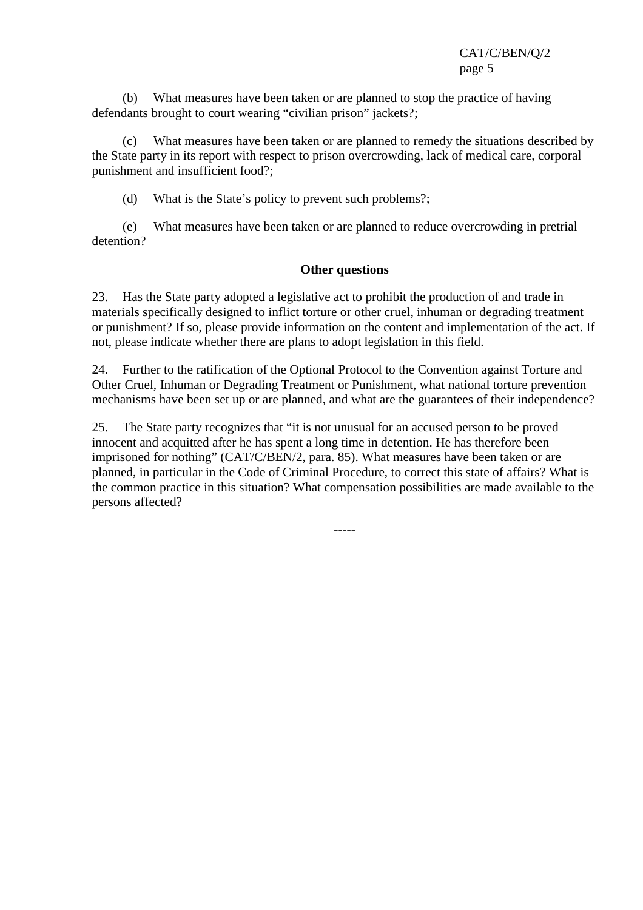(b) What measures have been taken or are planned to stop the practice of having defendants brought to court wearing “civilian prison” jackets?;

(c) What measures have been taken or are planned to remedy the situations described by the State party in its report with respect to prison overcrowding, lack of medical care, corporal punishment and insufficient food?;

(d) What is the State’s policy to prevent such problems?;

(e) What measures have been taken or are planned to reduce overcrowding in pretrial detention?

**Other questions**

23. Has the State party adopted a legislative act to prohibit the production of and trade in materials specifically designed to inflict torture or other cruel, inhuman or degrading treatment or punishment? If so, please provide information on the content and implementation of the act. If not, please indicate whether there are plans to adopt legislation in this field.

24. Further to the ratification of the Optional Protocol to the Convention against Torture and Other Cruel, Inhuman or Degrading Treatment or Punishment, what national torture prevention mechanisms have been set up or are planned, and what are the guarantees of their independence?

25. The State party recognizes that “it is not unusual for an accused person to be proved innocent and acquitted after he has spent a long time in detention. He has therefore been imprisoned for nothing” (CAT/C/BEN/2, para. 85). What measures have been taken or are planned, in particular in the Code of Criminal Procedure, to correct this state of affairs? What is the common practice in this situation? What compensation possibilities are made available to the persons affected?

-----